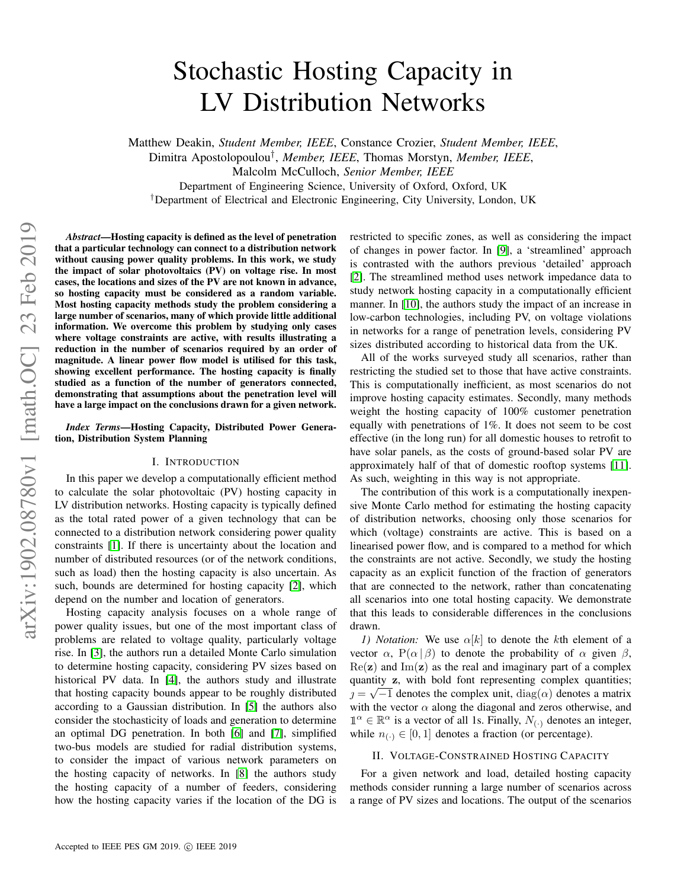# Stochastic Hosting Capacity in LV Distribution Networks

Matthew Deakin, *Student Member, IEEE*, Constance Crozier, *Student Member, IEEE*, Dimitra Apostolopoulou[†], *Member, IEEE*, Thomas Morstyn, *Member, IEEE*, Malcolm McCulloch, *Senior Member, IEEE*

Department of Engineering Science, University of Oxford, Oxford, UK

[†]Department of Electrical and Electronic Engineering, City University, London, UK

***Abstract*—Hosting capacity is defined as the level of penetration that a particular technology can connect to a distribution network without causing power quality problems. In this work, we study the impact of solar photovoltaics (PV) on voltage rise. In most cases, the locations and sizes of the PV are not known in advance, so hosting capacity must be considered as a random variable. Most hosting capacity methods study the problem considering a large number of scenarios, many of which provide little additional information. We overcome this problem by studying only cases where voltage constraints are active, with results illustrating a reduction in the number of scenarios required by an order of magnitude. A linear power flow model is utilised for this task, showing excellent performance. The hosting capacity is finally studied as a function of the number of generators connected, demonstrating that assumptions about the penetration level will have a large impact on the conclusions drawn for a given network.**

***Index Terms*—Hosting Capacity, Distributed Power Generation, Distribution System Planning**

## I. Introduction

In this paper we develop a computationally efficient method to calculate the solar photovoltaic (PV) hosting capacity in LV distribution networks. Hosting capacity is typically defined as the total rated power of a given technology that can be connected to a distribution network considering power quality constraints [1]. If there is uncertainty about the location and number of distributed resources (or of the network conditions, such as load) then the hosting capacity is also uncertain. As such, bounds are determined for hosting capacity [2], which depend on the number and location of generators.

Hosting capacity analysis focuses on a whole range of power quality issues, but one of the most important class of problems are related to voltage quality, particularly voltage rise. In [3], the authors run a detailed Monte Carlo simulation to determine hosting capacity, considering PV sizes based on historical PV data. In [4], the authors study and illustrate that hosting capacity bounds appear to be roughly distributed according to a Gaussian distribution. In [5] the authors also consider the stochasticity of loads and generation to determine an optimal DG penetration. In both [6] and [7], simplified two-bus models are studied for radial distribution systems, to consider the impact of various network parameters on the hosting capacity of networks. In [8] the authors study the hosting capacity of a number of feeders, considering how the hosting capacity varies if the location of the DG is restricted to specific zones, as well as considering the impact of changes in power factor. In [9], a 'streamlined' approach is contrasted with the authors previous 'detailed' approach [2]. The streamlined method uses network impedance data to study network hosting capacity in a computationally efficient manner. In [10], the authors study the impact of an increase in low-carbon technologies, including PV, on voltage violations in networks for a range of penetration levels, considering PV sizes distributed according to historical data from the UK.

All of the works surveyed study all scenarios, rather than restricting the studied set to those that have active constraints. This is computationally inefficient, as most scenarios do not improve hosting capacity estimates. Secondly, many methods weight the hosting capacity of 100% customer penetration equally with penetrations of 1%. It does not seem to be cost effective (in the long run) for all domestic houses to retrofit to have solar panels, as the costs of ground-based solar PV are approximately half of that of domestic rooftop systems [11]. As such, weighting in this way is not appropriate.

The contribution of this work is a computationally inexpensive Monte Carlo method for estimating the hosting capacity of distribution networks, choosing only those scenarios for which (voltage) constraints are active. This is based on a linearised power flow, and is compared to a method for which the constraints are not active. Secondly, we study the hosting capacity as an explicit function of the fraction of generators that are connected to the network, rather than concatenating all scenarios into one total hosting capacity. We demonstrate that this leads to considerable differences in the conclusions drawn.

*1) Notation:* We use $\alpha[k]$ to denote the $k$th element of a vector $\alpha$, $\mathrm{P}(\alpha \,|\, \beta)$ to denote the probability of $\alpha$ given $\beta$, $\mathrm{Re}(\mathbf{z})$ and $\mathrm{Im}(\mathbf{z})$ as the real and imaginary part of a complex quantity $\mathbf{z}$, with bold font representing complex quantities; $\jmath = \sqrt{-1}$ denotes the complex unit, $\mathrm{diag}(\alpha)$ denotes a matrix with the vector $\alpha$ along the diagonal and zeros otherwise, and $\mathbb{1}^{\alpha} \in \mathbb{R}^{\alpha}$ is a vector of all 1s. Finally, $N_{(\cdot)}$ denotes an integer, while $n_{(\cdot)} \in [0, 1]$ denotes a fraction (or percentage).

## II. Voltage-Constrained Hosting Capacity

For a given network and load, detailed hosting capacity methods consider running a large number of scenarios across a range of PV sizes and locations. The output of the scenarios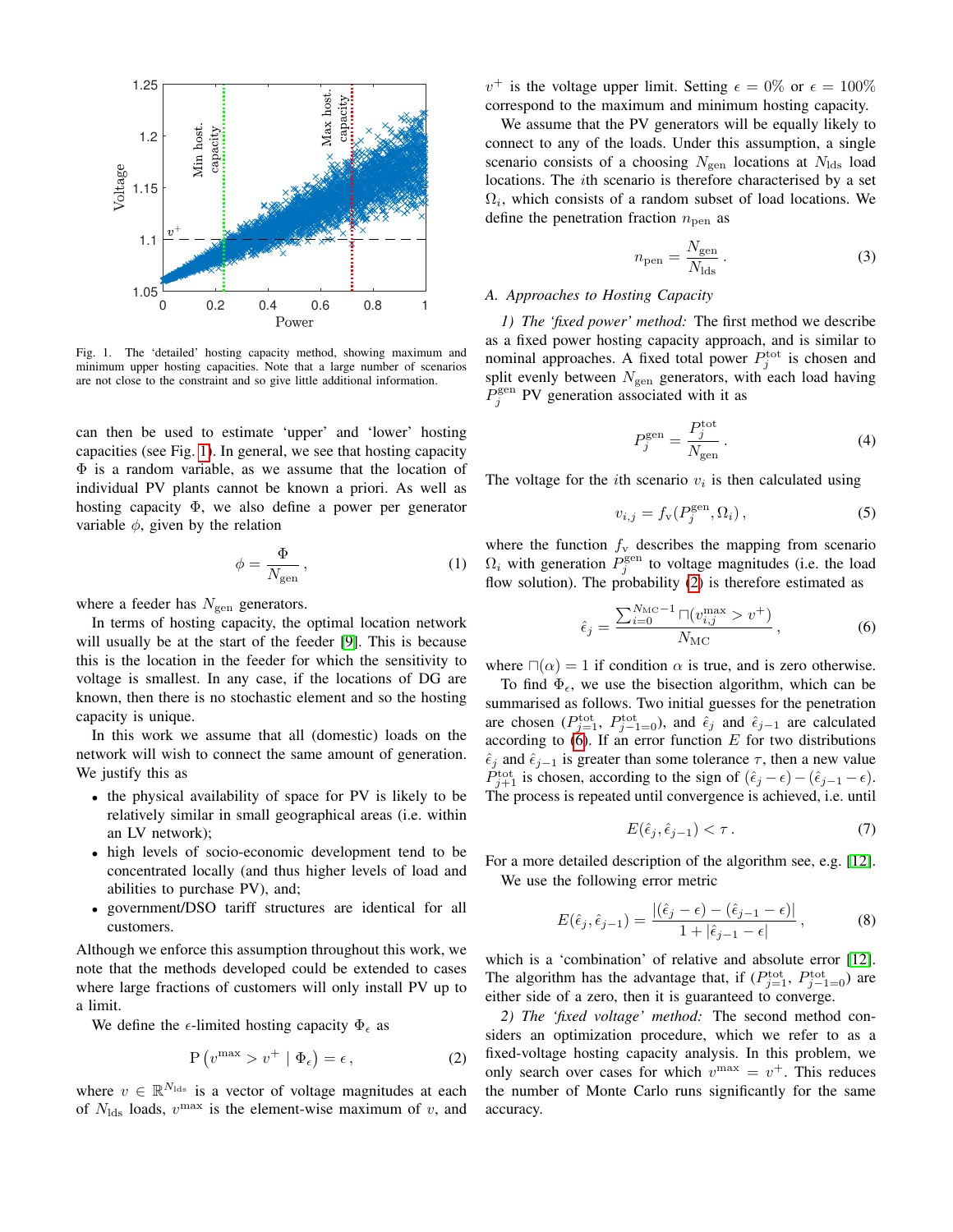Fig. 1. The 'detailed' hosting capacity method, showing maximum and minimum upper hosting capacities. Note that a large number of scenarios are not close to the constraint and so give little additional information.

can then be used to estimate 'upper' and 'lower' hosting capacities (see Fig. 1). In general, we see that hosting capacity $\Phi$ is a random variable, as we assume that the location of individual PV plants cannot be known a priori. As well as hosting capacity $\Phi$, we also define a power per generator variable $\phi$, given by the relation

$$\phi = \frac{\Phi}{N_{\text{gen}}}\,, \tag{1}$$

where a feeder has $N_{\text{gen}}$ generators.

In terms of hosting capacity, the optimal location network will usually be at the start of the feeder [9]. This is because this is the location in the feeder for which the sensitivity to voltage is smallest. In any case, if the locations of DG are known, then there is no stochastic element and so the hosting capacity is unique.

In this work we assume that all (domestic) loads on the network will wish to connect the same amount of generation. We justify this as

- the physical availability of space for PV is likely to be relatively similar in small geographical areas (i.e. within an LV network);
- high levels of socio-economic development tend to be concentrated locally (and thus higher levels of load and abilities to purchase PV), and;
- government/DSO tariff structures are identical for all customers.

Although we enforce this assumption throughout this work, we note that the methods developed could be extended to cases where large fractions of customers will only install PV up to a limit.

We define the $\epsilon$-limited hosting capacity $\Phi_\epsilon$ as

$$\mathrm{P}\left(v^{\max} > v^{+} \mid \Phi_\epsilon\right) = \epsilon\,, \tag{2}$$

where $v \in \mathbb{R}^{N_{\text{lds}}}$ is a vector of voltage magnitudes at each of $N_{\text{lds}}$ loads, $v^{\max}$ is the element-wise maximum of $v$, and $v^{+}$ is the voltage upper limit. Setting $\epsilon = 0\%$ or $\epsilon = 100\%$ correspond to the maximum and minimum hosting capacity.

We assume that the PV generators will be equally likely to connect to any of the loads. Under this assumption, a single scenario consists of a choosing $N_{\text{gen}}$ locations at $N_{\text{lds}}$ load locations. The $i$th scenario is therefore characterised by a set $\Omega_i$, which consists of a random subset of load locations. We define the penetration fraction $n_{\text{pen}}$ as

$$n_{\text{pen}} = \frac{N_{\text{gen}}}{N_{\text{lds}}}\,. \tag{3}$$

### A. Approaches to Hosting Capacity

*1) The 'fixed power' method:* The first method we describe as a fixed power hosting capacity approach, and is similar to nominal approaches. A fixed total power $P_j^{\text{tot}}$ is chosen and split evenly between $N_{\text{gen}}$ generators, with each load having $P_j^{\text{gen}}$ PV generation associated with it as

$$P_j^{\text{gen}} = \frac{P_j^{\text{tot}}}{N_{\text{gen}}}\,. \tag{4}$$

The voltage for the $i$th scenario $v_i$ is then calculated using

$$v_{i,j} = f_{\text{v}}(P_j^{\text{gen}}, \Omega_i)\,, \tag{5}$$

where the function $f_{\text{v}}$ describes the mapping from scenario $\Omega_i$ with generation $P_j^{\text{gen}}$ to voltage magnitudes (i.e. the load flow solution). The probability (2) is therefore estimated as

$$\hat{\epsilon}_j = \frac{\sum_{i=0}^{N_{\text{MC}}-1} \sqcap(v_{i,j}^{\max} > v^{+})}{N_{\text{MC}}}\,, \tag{6}$$

where $\sqcap(\alpha) = 1$ if condition $\alpha$ is true, and is zero otherwise.

To find $\Phi_\epsilon$, we use the bisection algorithm, which can be summarised as follows. Two initial guesses for the penetration are chosen ($P_{j=1}^{\text{tot}}$, $P_{j-1=0}^{\text{tot}}$), and $\hat{\epsilon}_j$ and $\hat{\epsilon}_{j-1}$ are calculated according to (6). If an error function $E$ for two distributions $\hat{\epsilon}_j$ and $\hat{\epsilon}_{j-1}$ is greater than some tolerance $\tau$, then a new value $P_{j+1}^{\text{tot}}$ is chosen, according to the sign of $(\hat{\epsilon}_j - \epsilon) - (\hat{\epsilon}_{j-1} - \epsilon)$. The process is repeated until convergence is achieved, i.e. until

$$E(\hat{\epsilon}_j, \hat{\epsilon}_{j-1}) < \tau\,. \tag{7}$$

For a more detailed description of the algorithm see, e.g. [12]. We use the following error metric

$$E(\hat{\epsilon}_j, \hat{\epsilon}_{j-1}) = \frac{|(\hat{\epsilon}_j - \epsilon) - (\hat{\epsilon}_{j-1} - \epsilon)|}{1 + |\hat{\epsilon}_{j-1} - \epsilon|}\,, \tag{8}$$

which is a 'combination' of relative and absolute error [12]. The algorithm has the advantage that, if ($P_{j=1}^{\text{tot}}$, $P_{j-1=0}^{\text{tot}}$) are either side of a zero, then it is guaranteed to converge.

*2) The 'fixed voltage' method:* The second method considers an optimization procedure, which we refer to as a fixed-voltage hosting capacity analysis. In this problem, we only search over cases for which $v^{\max} = v^{+}$. This reduces the number of Monte Carlo runs significantly for the same accuracy.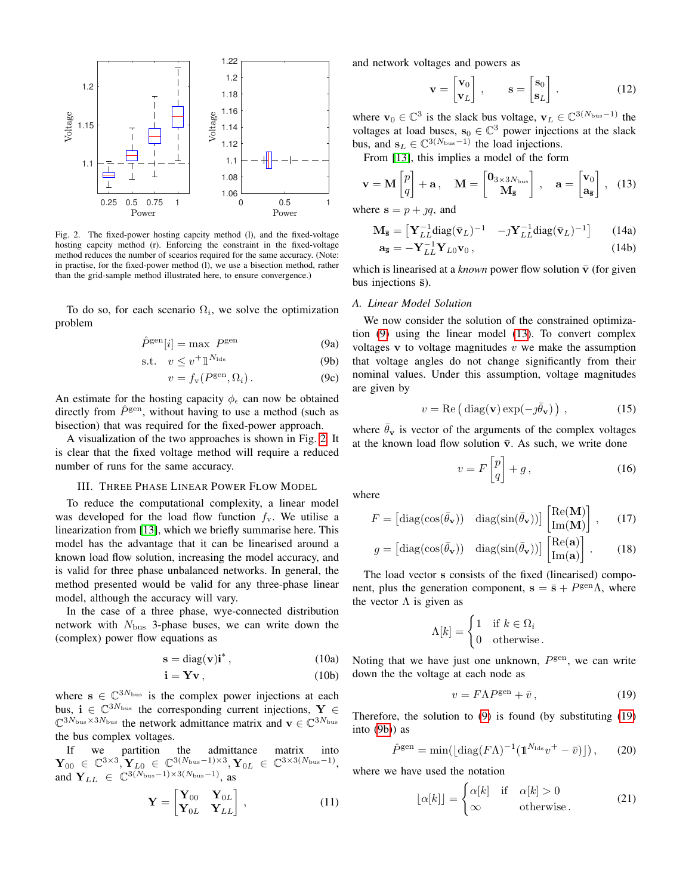Fig. 2. The fixed-power hosting capcity method (l), and the fixed-voltage hosting capcity method (r). Enforcing the constraint in the fixed-voltage method reduces the number of scearios required for the same accuracy. (Note: in practise, for the fixed-power method (l), we use a bisection method, rather than the grid-sample method illustrated here, to ensure convergence.)

To do so, for each scenario $\Omega_i$, we solve the optimization problem

$$\hat{P}^{\text{gen}}[i] = \max \; P^{\text{gen}} \tag{9a}$$

$$\text{s.t.} \quad v \leq v^{+}\mathbb{1}^{N_{\text{lds}}} \tag{9b}$$

$$v = f_{\text{v}}(P^{\text{gen}}, \Omega_i)\,. \tag{9c}$$

An estimate for the hosting capacity $\phi_\epsilon$ can now be obtained directly from $\hat{P}^{\text{gen}}$, without having to use a method (such as bisection) that was required for the fixed-power approach.

A visualization of the two approaches is shown in Fig. 2. It is clear that the fixed voltage method will require a reduced number of runs for the same accuracy.

## III. Three Phase Linear Power Flow Model

To reduce the computational complexity, a linear model was developed for the load flow function $f_{\text{v}}$. We utilise a linearization from [13], which we briefly summarise here. This model has the advantage that it can be linearised around a known load flow solution, increasing the model accuracy, and is valid for three phase unbalanced networks. In general, the method presented would be valid for any three-phase linear model, although the accuracy will vary.

In the case of a three phase, wye-connected distribution network with $N_{\text{bus}}$ 3-phase buses, we can write down the (complex) power flow equations as

$$\mathbf{s} = \text{diag}(\mathbf{v})\mathbf{i}^*\,, \tag{10a}$$

$$\mathbf{i} = \mathbf{Y}\mathbf{v}\,, \tag{10b}$$

where $\mathbf{s} \in \mathbb{C}^{3N_{\text{bus}}}$ is the complex power injections at each bus, $\mathbf{i} \in \mathbb{C}^{3N_{\text{bus}}}$ the corresponding current injections, $\mathbf{Y} \in \mathbb{C}^{3N_{\text{bus}}\times 3N_{\text{bus}}}$ the network admittance matrix and $\mathbf{v} \in \mathbb{C}^{3N_{\text{bus}}}$ the bus complex voltages.

If we partition the admittance matrix into $\mathbf{Y}_{00} \in \mathbb{C}^{3\times 3}, \mathbf{Y}_{L0} \in \mathbb{C}^{3(N_{\text{bus}}-1)\times 3}, \mathbf{Y}_{0L} \in \mathbb{C}^{3\times 3(N_{\text{bus}}-1)}$, and $\mathbf{Y}_{LL} \in \mathbb{C}^{3(N_{\text{bus}}-1)\times 3(N_{\text{bus}}-1)}$, as

$$\mathbf{Y} = \begin{bmatrix} \mathbf{Y}_{00} & \mathbf{Y}_{0L} \\ \mathbf{Y}_{0L} & \mathbf{Y}_{LL} \end{bmatrix}\,, \tag{11}$$

and network voltages and powers as

$$\mathbf{v} = \begin{bmatrix} \mathbf{v}_0 \\ \mathbf{v}_L \end{bmatrix}\,, \qquad \mathbf{s} = \begin{bmatrix} \mathbf{s}_0 \\ \mathbf{s}_L \end{bmatrix}\,. \tag{12}$$

where $\mathbf{v}_0 \in \mathbb{C}^3$ is the slack bus voltage, $\mathbf{v}_L \in \mathbb{C}^{3(N_{\text{bus}}-1)}$ the voltages at load buses, $\mathbf{s}_0 \in \mathbb{C}^3$ power injections at the slack bus, and $\mathbf{s}_L \in \mathbb{C}^{3(N_{\text{bus}}-1)}$ the load injections.

From [13], this implies a model of the form

$$\mathbf{v} = \mathbf{M}\begin{bmatrix} p \\ q \end{bmatrix} + \mathbf{a}\,, \quad \mathbf{M} = \begin{bmatrix} \mathbf{0}_{3\times 3N_{\text{bus}}} \\ \mathbf{M}_{\bar{\mathbf{s}}} \end{bmatrix}\,, \quad \mathbf{a} = \begin{bmatrix} \mathbf{v}_0 \\ \mathbf{a}_{\bar{\mathbf{s}}} \end{bmatrix}\,, \tag{13}$$

where $\mathbf{s} = p + \jmath q$, and

$$\mathbf{M}_{\bar{\mathbf{s}}} = \begin{bmatrix} \mathbf{Y}_{LL}^{-1}\text{diag}(\bar{\mathbf{v}}_L)^{-1} & -\jmath\mathbf{Y}_{LL}^{-1}\text{diag}(\bar{\mathbf{v}}_L)^{-1} \end{bmatrix} \tag{14a}$$

$$\mathbf{a}_{\bar{\mathbf{s}}} = -\mathbf{Y}_{LL}^{-1}\mathbf{Y}_{L0}\mathbf{v}_0\,, \tag{14b}$$

which is linearised at a *known* power flow solution $\bar{\mathbf{v}}$ (for given bus injections $\bar{\mathbf{s}}$).

### A. Linear Model Solution

We now consider the solution of the constrained optimization (9) using the linear model (13). To convert complex voltages $\mathbf{v}$ to voltage magnitudes $v$ we make the assumption that voltage angles do not change significantly from their nominal values. Under this assumption, voltage magnitudes are given by

$$v = \text{Re}\left(\,\text{diag}(\mathbf{v})\exp(-\jmath\bar{\theta}_{\mathbf{v}})\,\right)\,, \tag{15}$$

where $\bar{\theta}_{\mathbf{v}}$ is vector of the arguments of the complex voltages at the known load flow solution $\bar{\mathbf{v}}$. As such, we write done

$$v = F\begin{bmatrix} p \\ q \end{bmatrix} + g\,, \tag{16}$$

where

$$F = \begin{bmatrix} \text{diag}(\cos(\bar{\theta}_{\mathbf{v}})) & \text{diag}(\sin(\bar{\theta}_{\mathbf{v}})) \end{bmatrix}\begin{bmatrix} \text{Re}(\mathbf{M}) \\ \text{Im}(\mathbf{M}) \end{bmatrix}\,, \tag{17}$$

$$g = \begin{bmatrix} \text{diag}(\cos(\bar{\theta}_{\mathbf{v}})) & \text{diag}(\sin(\bar{\theta}_{\mathbf{v}})) \end{bmatrix}\begin{bmatrix} \text{Re}(\mathbf{a}) \\ \text{Im}(\mathbf{a}) \end{bmatrix}\,. \tag{18}$$

The load vector $\mathbf{s}$ consists of the fixed (linearised) component, plus the generation component, $\mathbf{s} = \bar{\mathbf{s}} + P^{\text{gen}}\Lambda$, where the vector $\Lambda$ is given as

$$\Lambda[k] = \begin{cases} 1 & \text{if } k \in \Omega_i \\ 0 & \text{otherwise}\,. \end{cases}$$

Noting that we have just one unknown, $P^{\text{gen}}$, we can write down the the voltage at each node as

$$v = F\Lambda P^{\text{gen}} + \bar{v}\,, \tag{19}$$

Therefore, the solution to (9) is found (by substituting (19) into (9b)) as

$$\hat{P}^{\text{gen}} = \min(\lfloor \text{diag}(F\Lambda)^{-1}(\mathbb{1}^{N_{\text{lds}}}v^{+} - \bar{v})\rfloor)\,, \tag{20}$$

where we have used the notation

$$\lfloor \alpha[k] \rfloor = \begin{cases} \alpha[k] & \text{if} \quad \alpha[k] > 0 \\ \infty & \quad\text{otherwise}\,. \end{cases} \tag{21}$$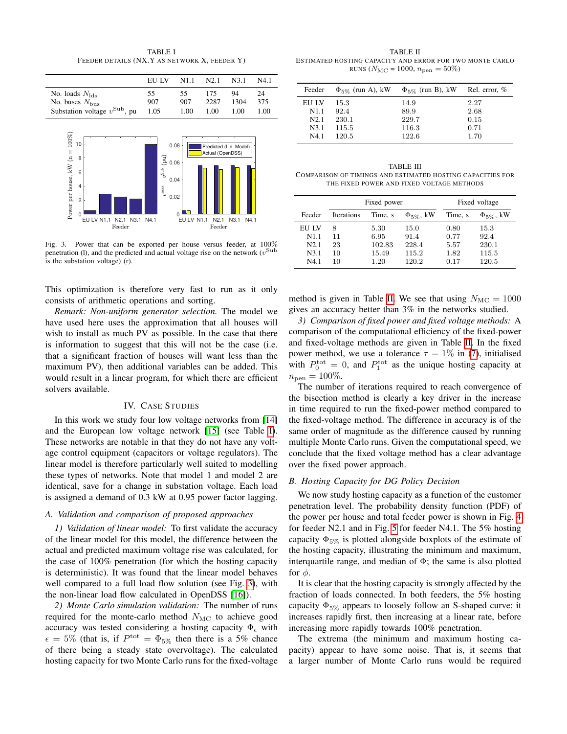TABLE I
FEEDER DETAILS (NX.Y AS NETWORK X, FEEDER Y)

| | EU LV | N1.1 | N2.1 | N3.1 | N4.1 |
|---|---|---|---|---|---|
| No. loads $N_{\mathrm{lds}}$ | 55 | 55 | 175 | 94 | 24 |
| No. buses $N_{\mathrm{bus}}$ | 907 | 907 | 2287 | 1304 | 375 |
| Substation voltage $v^{\mathrm{Sub}}$, pu | 1.05 | 1.00 | 1.00 | 1.00 | 1.00 |

Fig. 3. Power that can be exported per house versus feeder, at 100% penetration (l), and the predicted and actual voltage rise on the network ($v^{\mathrm{Sub}}$ is the substation voltage) (r).

This optimization is therefore very fast to run as it only consists of arithmetic operations and sorting.

*Remark: Non-uniform generator selection.* The model we have used here uses the approximation that all houses will wish to install as much PV as possible. In the case that there is information to suggest that this will not be the case (i.e. that a significant fraction of houses will want less than the maximum PV), then additional variables can be added. This would result in a linear program, for which there are efficient solvers available.

## IV. Case Studies

In this work we study four low voltage networks from [14] and the European low voltage network [15] (see Table I). These networks are notable in that they do not have any voltage control equipment (capacitors or voltage regulators). The linear model is therefore particularly well suited to modelling these types of networks. Note that model 1 and model 2 are identical, save for a change in substation voltage. Each load is assigned a demand of 0.3 kW at 0.95 power factor lagging.

### A. Validation and comparison of proposed approaches

*1) Validation of linear model:* To first validate the accuracy of the linear model for this model, the difference between the actual and predicted maximum voltage rise was calculated, for the case of 100% penetration (for which the hosting capacity is deterministic). It was found that the linear model behaves well compared to a full load flow solution (see Fig. 3), with the non-linear load flow calculated in OpenDSS [16]).

*2) Monte Carlo simulation validation:* The number of runs required for the monte-carlo method $N_{\mathrm{MC}}$ to achieve good accuracy was tested considering a hosting capacity $\Phi_{\epsilon}$ with $\epsilon = 5\%$ (that is, if $P^{\mathrm{tot}} = \Phi_{5\%}$ then there is a 5% chance of there being a steady state overvoltage). The calculated hosting capacity for two Monte Carlo runs for the fixed-voltage method is given in Table II. We see that using $N_{\mathrm{MC}} = 1000$ gives an accuracy better than 3% in the networks studied.

TABLE II
ESTIMATED HOSTING CAPACITY AND ERROR FOR TWO MONTE CARLO RUNS ($N_{\mathrm{MC}}$ = 1000, $n_{\mathrm{pen}} = 50\%$)

| Feeder | $\Phi_{5\%}$ (run A), kW | $\Phi_{5\%}$ (run B), kW | Rel. error, % |
|---|---|---|---|
| EU LV | 15.3 | 14.9 | 2.27 |
| N1.1 | 92.4 | 89.9 | 2.68 |
| N2.1 | 230.1 | 229.7 | 0.15 |
| N3.1 | 115.5 | 116.3 | 0.71 |
| N4.1 | 120.5 | 122.6 | 1.70 |

TABLE III
COMPARISON OF TIMINGS AND ESTIMATED HOSTING CAPACITIES FOR THE FIXED POWER AND FIXED VOLTAGE METHODS

| | Fixed power | | | Fixed voltage | |
|---|---|---|---|---|---|
| Feeder | Iterations | Time, s | $\Phi_{5\%}$, kW | Time, s | $\Phi_{5\%}$, kW |
| EU LV | 8 | 5.30 | 15.0 | 0.80 | 15.3 |
| N1.1 | 11 | 6.95 | 91.4 | 0.77 | 92.4 |
| N2.1 | 23 | 102.83 | 228.4 | 5.57 | 230.1 |
| N3.1 | 10 | 15.49 | 115.2 | 1.82 | 115.5 |
| N4.1 | 10 | 1.20 | 120.2 | 0.17 | 120.5 |

*3) Comparison of fixed power and fixed voltage methods:* A comparison of the computational efficiency of the fixed-power and fixed-voltage methods are given in Table II. In the fixed power method, we use a tolerance $\tau = 1\%$ in (7), initialised with $P_0^{\mathrm{tot}} = 0$, and $P_1^{\mathrm{tot}}$ as the unique hosting capacity at $n_{\mathrm{pen}} = 100\%$.

The number of iterations required to reach convergence of the bisection method is clearly a key driver in the increase in time required to run the fixed-power method compared to the fixed-voltage method. The difference in accuracy is of the same order of magnitude as the difference caused by running multiple Monte Carlo runs. Given the computational speed, we conclude that the fixed voltage method has a clear advantage over the fixed power approach.

### B. Hosting Capacity for DG Policy Decision

We now study hosting capacity as a function of the customer penetration level. The probability density function (PDF) of the power per house and total feeder power is shown in Fig. 4 for feeder N2.1 and in Fig. 5 for feeder N4.1. The 5% hosting capacity $\Phi_{5\%}$ is plotted alongside boxplots of the estimate of the hosting capacity, illustrating the minimum and maximum, interquartile range, and median of $\Phi$; the same is also plotted for $\phi$.

It is clear that the hosting capacity is strongly affected by the fraction of loads connected. In both feeders, the 5% hosting capacity $\Phi_{5\%}$ appears to loosely follow an S-shaped curve: it increases rapidly first, then increasing at a linear rate, before increasing more rapidly towards 100% penetration.

The extrema (the minimum and maximum hosting capacity) appear to have some noise. That is, it seems that a larger number of Monte Carlo runs would be required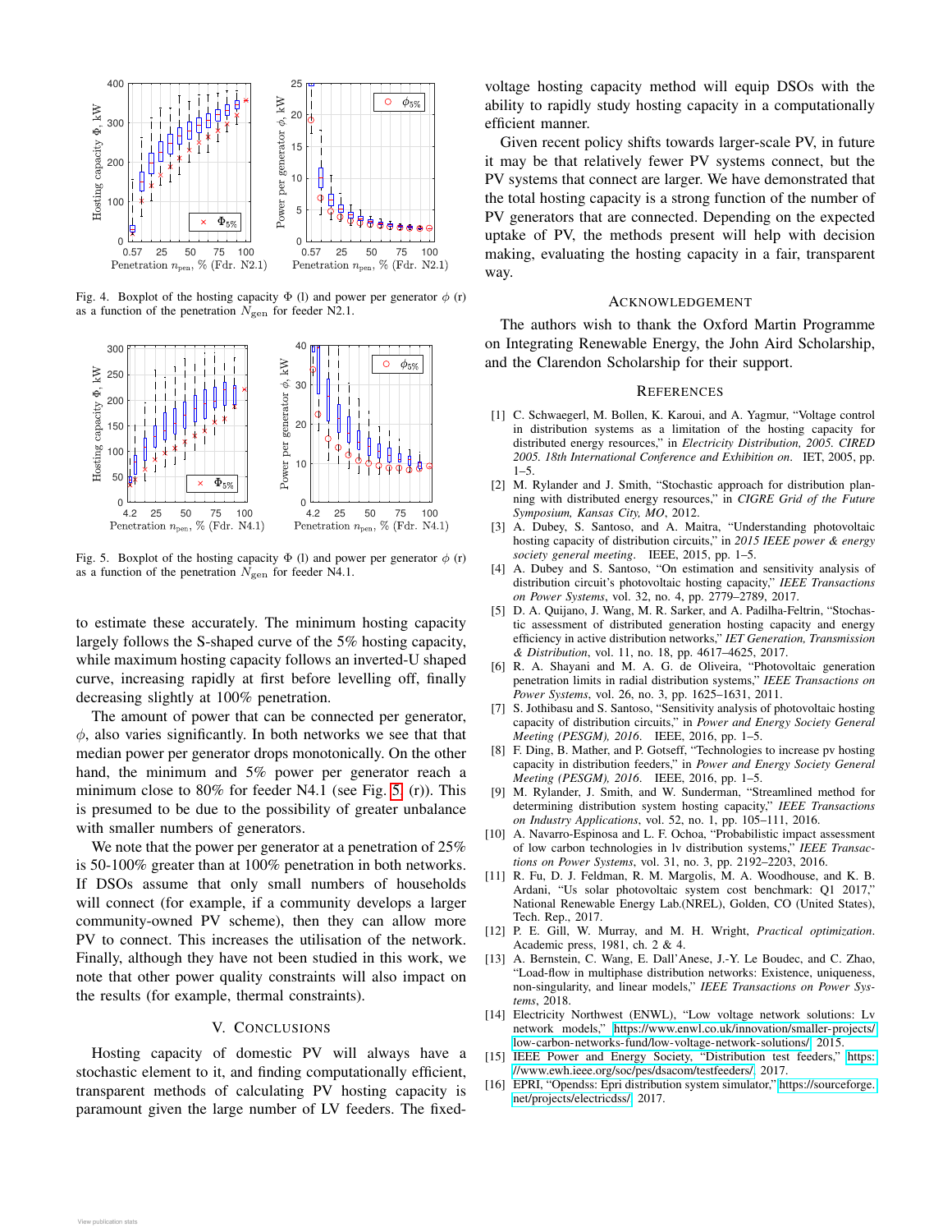400
300
200
100
0
Hosting capacity $\Phi$, kW
0.57 25 50 75 100
Penetration $n_{\text{pen}}$, % (Fdr. N2.1)
× $\Phi_{5\%}$

25
20
15
10
5
0
Power per generator $\phi$, kW
0.57 25 50 75 100
Penetration $n_{\text{pen}}$, % (Fdr. N2.1)
○ $\phi_{5\%}$

Fig. 4. Boxplot of the hosting capacity $\Phi$ (l) and power per generator $\phi$ (r) as a function of the penetration $N_{\text{gen}}$ for feeder N2.1.

300
250
200
150
100
50
0
Hosting capacity $\Phi$, kW
4.2 25 50 75 100
Penetration $n_{\text{pen}}$, % (Fdr. N4.1)
× $\Phi_{5\%}$

40
30
20
10
0
Power per generator $\phi$, kW
4.2 25 50 75 100
Penetration $n_{\text{pen}}$, % (Fdr. N4.1)
○ $\phi_{5\%}$

Fig. 5. Boxplot of the hosting capacity $\Phi$ (l) and power per generator $\phi$ (r) as a function of the penetration $N_{\text{gen}}$ for feeder N4.1.

to estimate these accurately. The minimum hosting capacity largely follows the S-shaped curve of the 5% hosting capacity, while maximum hosting capacity follows an inverted-U shaped curve, increasing rapidly at first before levelling off, finally decreasing slightly at 100% penetration.

The amount of power that can be connected per generator, $\phi$, also varies significantly. In both networks we see that that median power per generator drops monotonically. On the other hand, the minimum and 5% power per generator reach a minimum close to 80% for feeder N4.1 (see Fig. 5 (r)). This is presumed to be due to the possibility of greater unbalance with smaller numbers of generators.

We note that the power per generator at a penetration of 25% is 50-100% greater than at 100% penetration in both networks. If DSOs assume that only small numbers of households will connect (for example, if a community develops a larger community-owned PV scheme), then they can allow more PV to connect. This increases the utilisation of the network. Finally, although they have not been studied in this work, we note that other power quality constraints will also impact on the results (for example, thermal constraints).

## V. Conclusions

Hosting capacity of domestic PV will always have a stochastic element to it, and finding computationally efficient, transparent methods of calculating PV hosting capacity is paramount given the large number of LV feeders. The fixed-voltage hosting capacity method will equip DSOs with the ability to rapidly study hosting capacity in a computationally efficient manner.

Given recent policy shifts towards larger-scale PV, in future it may be that relatively fewer PV systems connect, but the PV systems that connect are larger. We have demonstrated that the total hosting capacity is a strong function of the number of PV generators that are connected. Depending on the expected uptake of PV, the methods present will help with decision making, evaluating the hosting capacity in a fair, transparent way.

## Acknowledgement

The authors wish to thank the Oxford Martin Programme on Integrating Renewable Energy, the John Aird Scholarship, and the Clarendon Scholarship for their support.

## References

[1] C. Schwaegerl, M. Bollen, K. Karoui, and A. Yagmur, "Voltage control in distribution systems as a limitation of the hosting capacity for distributed energy resources," in *Electricity Distribution, 2005. CIRED 2005. 18th International Conference and Exhibition on*. IET, 2005, pp. 1–5.

[2] M. Rylander and J. Smith, "Stochastic approach for distribution planning with distributed energy resources," in *CIGRE Grid of the Future Symposium, Kansas City, MO*, 2012.

[3] A. Dubey, S. Santoso, and A. Maitra, "Understanding photovoltaic hosting capacity of distribution circuits," in *2015 IEEE power & energy society general meeting*. IEEE, 2015, pp. 1–5.

[4] A. Dubey and S. Santoso, "On estimation and sensitivity analysis of distribution circuit's photovoltaic hosting capacity," *IEEE Transactions on Power Systems*, vol. 32, no. 4, pp. 2779–2789, 2017.

[5] D. A. Quijano, J. Wang, M. R. Sarker, and A. Padilha-Feltrin, "Stochastic assessment of distributed generation hosting capacity and energy efficiency in active distribution networks," *IET Generation, Transmission & Distribution*, vol. 11, no. 18, pp. 4617–4625, 2017.

[6] R. A. Shayani and M. A. G. de Oliveira, "Photovoltaic generation penetration limits in radial distribution systems," *IEEE Transactions on Power Systems*, vol. 26, no. 3, pp. 1625–1631, 2011.

[7] S. Jothibasu and S. Santoso, "Sensitivity analysis of photovoltaic hosting capacity of distribution circuits," in *Power and Energy Society General Meeting (PESGM), 2016*. IEEE, 2016, pp. 1–5.

[8] F. Ding, B. Mather, and P. Gotseff, "Technologies to increase pv hosting capacity in distribution feeders," in *Power and Energy Society General Meeting (PESGM), 2016*. IEEE, 2016, pp. 1–5.

[9] M. Rylander, J. Smith, and W. Sunderman, "Streamlined method for determining distribution system hosting capacity," *IEEE Transactions on Industry Applications*, vol. 52, no. 1, pp. 105–111, 2016.

[10] A. Navarro-Espinosa and L. F. Ochoa, "Probabilistic impact assessment of low carbon technologies in lv distribution systems," *IEEE Transactions on Power Systems*, vol. 31, no. 3, pp. 2192–2203, 2016.

[11] R. Fu, D. J. Feldman, R. M. Margolis, M. A. Woodhouse, and K. B. Ardani, "Us solar photovoltaic system cost benchmark: Q1 2017," National Renewable Energy Lab.(NREL), Golden, CO (United States), Tech. Rep., 2017.

[12] P. E. Gill, W. Murray, and M. H. Wright, *Practical optimization*. Academic press, 1981, ch. 2 & 4.

[13] A. Bernstein, C. Wang, E. Dall'Anese, J.-Y. Le Boudec, and C. Zhao, "Load-flow in multiphase distribution networks: Existence, uniqueness, non-singularity, and linear models," *IEEE Transactions on Power Systems*, 2018.

[14] Electricity North West (ENWL), "Low voltage network solutions: Lv network models," https://www.enwl.co.uk/innovation/smaller-projects/low-carbon-networks-fund/low-voltage-network-solutions/, 2015.

[15] IEEE Power and Energy Society, "Distribution test feeders," https://www.ewh.ieee.org/soc/pes/dsacom/testfeeders/, 2017.

[16] EPRI, "Opendss: Epri distribution system simulator," https://sourceforge.net/projects/electricdss/, 2017.